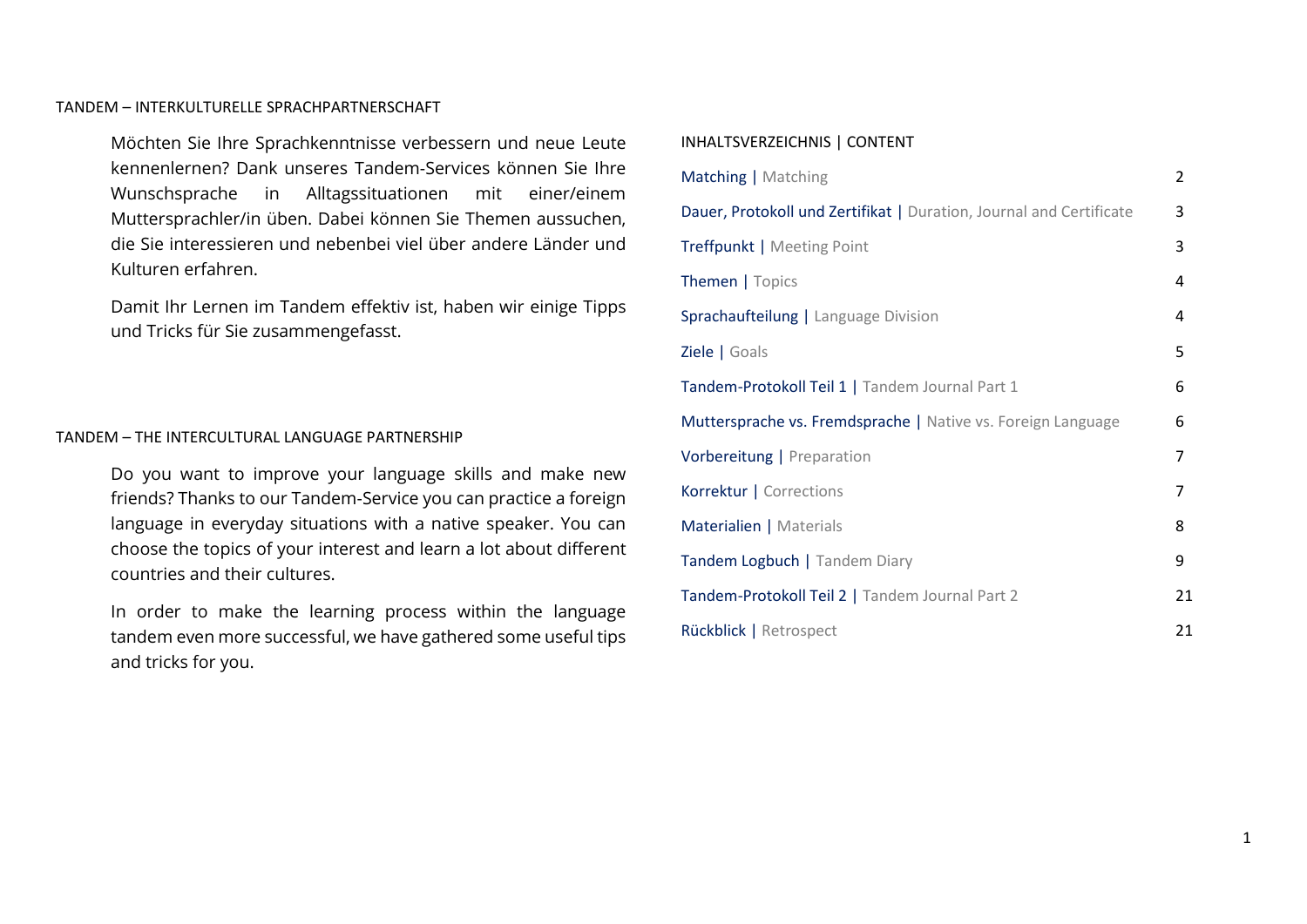## TANDEM – INTERKULTURELLE SPRACHPARTNERSCHAFT

Möchten Sie Ihre Sprachkenntnisse verbessern und neue Leute kennenlernen? Dank unseres Tandem-Services können Sie Ihre Wunschsprache in Alltagssituationen mit einer/einem Muttersprachler/in üben. Dabei können Sie Themen aussuchen, die Sie interessieren und nebenbei viel über andere Länder und Kulturen erfahren.

Damit Ihr Lernen im Tandem effektiv ist, haben wir einige Tipps und Tricks für Sie zusammengefasst.

## TANDEM – THE INTERCULTURAL LANGUAGE PARTNERSHIP

Do you want to improve your language skills and make new friends? Thanks to our Tandem-Service you can practice a foreign language in everyday situations with a native speaker. You can choose the topics of your interest and learn a lot about different countries and their cultures.

In order to make the learning process within the language tandem even more successful, we have gathered some useful tips and tricks for you.

## INHALTSVERZEICHNIS | CONTENT

| Abschnitt | Seite |
| --- | --- |
| Matching \| Matching | 2 |
| Dauer, Protokoll und Zertifikat \| Duration, Journal and Certificate | 3 |
| Treffpunkt \| Meeting Point | 3 |
| Themen \| Topics | 4 |
| Sprachaufteilung \| Language Division | 4 |
| Ziele \| Goals | 5 |
| Tandem-Protokoll Teil 1 \| Tandem Journal Part 1 | 6 |
| Muttersprache vs. Fremdsprache \| Native vs. Foreign Language | 6 |
| Vorbereitung \| Preparation | 7 |
| Korrektur \| Corrections | 7 |
| Materialien \| Materials | 8 |
| Tandem Logbuch \| Tandem Diary | 9 |
| Tandem-Protokoll Teil 2 \| Tandem Journal Part 2 | 21 |
| Rückblick \| Retrospect | 21 |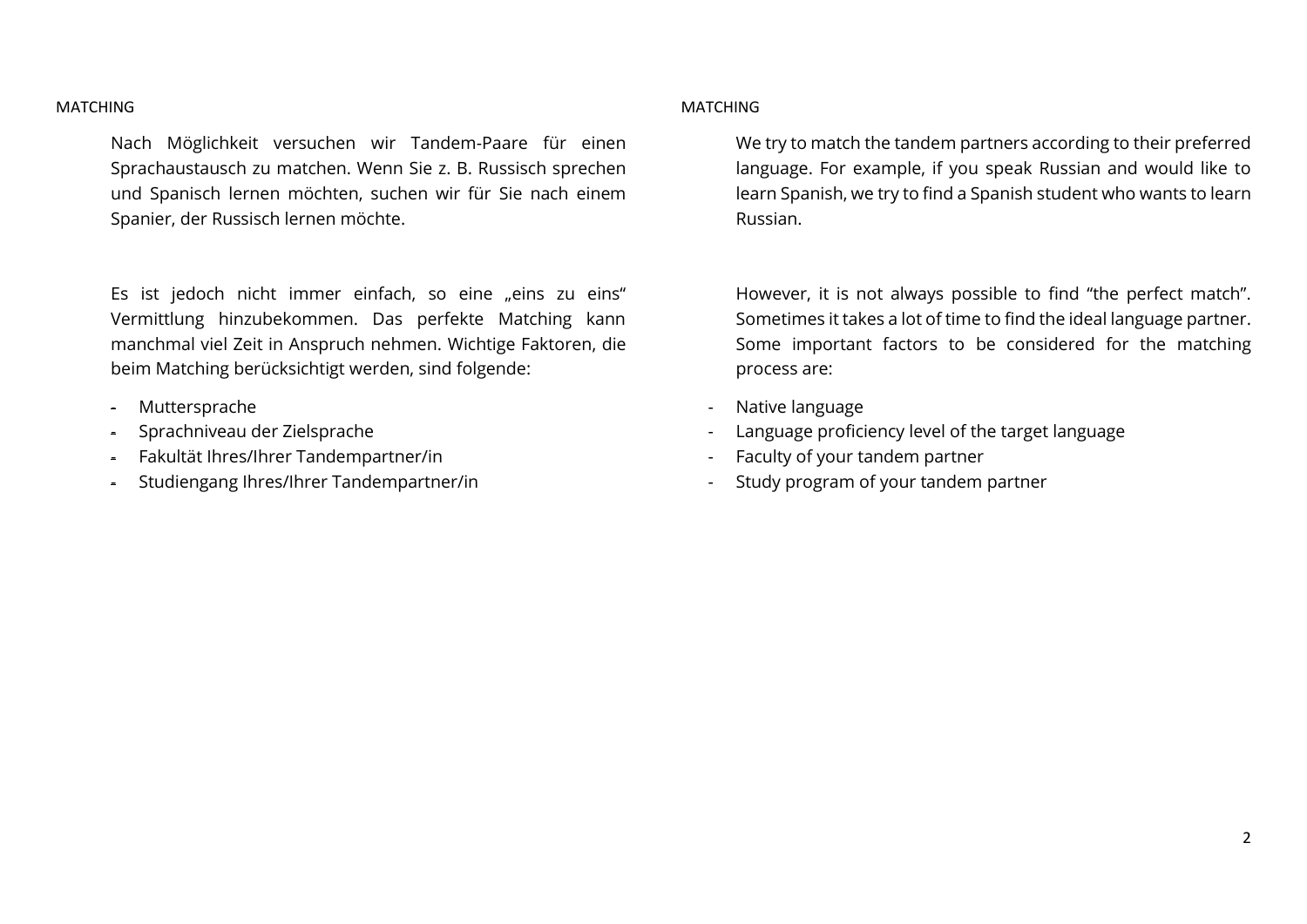## MATCHING

Nach Möglichkeit versuchen wir Tandem-Paare für einen Sprachaustausch zu matchen. Wenn Sie z. B. Russisch sprechen und Spanisch lernen möchten, suchen wir für Sie nach einem Spanier, der Russisch lernen möchte.

Es ist jedoch nicht immer einfach, so eine „eins zu eins“ Vermittlung hinzubekommen. Das perfekte Matching kann manchmal viel Zeit in Anspruch nehmen. Wichtige Faktoren, die beim Matching berücksichtigt werden, sind folgende:

- Muttersprache
- Sprachniveau der Zielsprache
- Fakultät Ihres/Ihrer Tandempartner/in
- Studiengang Ihres/Ihrer Tandempartner/in

## MATCHING

We try to match the tandem partners according to their preferred language. For example, if you speak Russian and would like to learn Spanish, we try to find a Spanish student who wants to learn Russian.

However, it is not always possible to find “the perfect match”. Sometimes it takes a lot of time to find the ideal language partner. Some important factors to be considered for the matching process are:

- Native language
- Language proficiency level of the target language
- Faculty of your tandem partner
- Study program of your tandem partner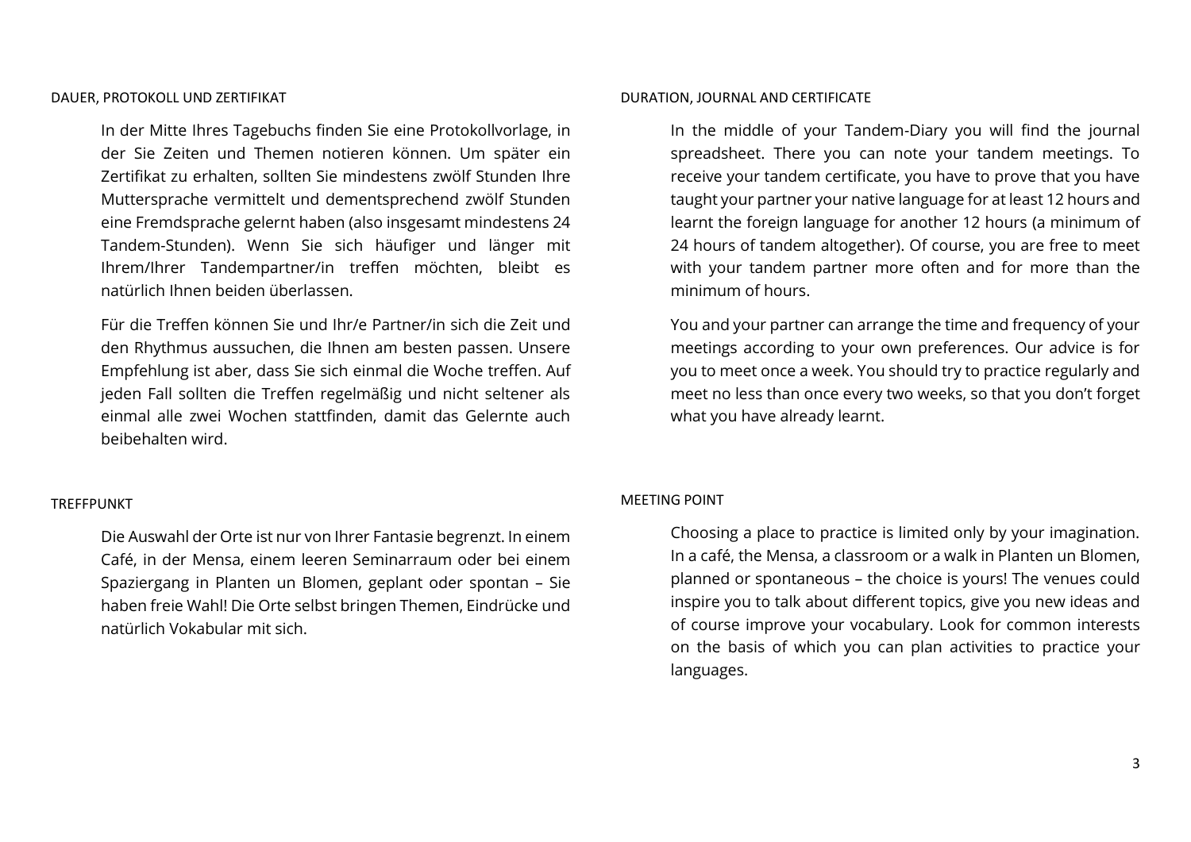## DAUER, PROTOKOLL UND ZERTIFIKAT

In der Mitte Ihres Tagebuchs finden Sie eine Protokollvorlage, in der Sie Zeiten und Themen notieren können. Um später ein Zertifikat zu erhalten, sollten Sie mindestens zwölf Stunden Ihre Muttersprache vermittelt und dementsprechend zwölf Stunden eine Fremdsprache gelernt haben (also insgesamt mindestens 24 Tandem-Stunden). Wenn Sie sich häufiger und länger mit Ihrem/Ihrer Tandempartner/in treffen möchten, bleibt es natürlich Ihnen beiden überlassen.

Für die Treffen können Sie und Ihr/e Partner/in sich die Zeit und den Rhythmus aussuchen, die Ihnen am besten passen. Unsere Empfehlung ist aber, dass Sie sich einmal die Woche treffen. Auf jeden Fall sollten die Treffen regelmäßig und nicht seltener als einmal alle zwei Wochen stattfinden, damit das Gelernte auch beibehalten wird.

## TREFFPUNKT

Die Auswahl der Orte ist nur von Ihrer Fantasie begrenzt. In einem Café, in der Mensa, einem leeren Seminarraum oder bei einem Spaziergang in Planten un Blomen, geplant oder spontan – Sie haben freie Wahl! Die Orte selbst bringen Themen, Eindrücke und natürlich Vokabular mit sich.

## DURATION, JOURNAL AND CERTIFICATE

In the middle of your Tandem-Diary you will find the journal spreadsheet. There you can note your tandem meetings. To receive your tandem certificate, you have to prove that you have taught your partner your native language for at least 12 hours and learnt the foreign language for another 12 hours (a minimum of 24 hours of tandem altogether). Of course, you are free to meet with your tandem partner more often and for more than the minimum of hours.

You and your partner can arrange the time and frequency of your meetings according to your own preferences. Our advice is for you to meet once a week. You should try to practice regularly and meet no less than once every two weeks, so that you don't forget what you have already learnt.

## MEETING POINT

Choosing a place to practice is limited only by your imagination. In a café, the Mensa, a classroom or a walk in Planten un Blomen, planned or spontaneous – the choice is yours! The venues could inspire you to talk about different topics, give you new ideas and of course improve your vocabulary. Look for common interests on the basis of which you can plan activities to practice your languages.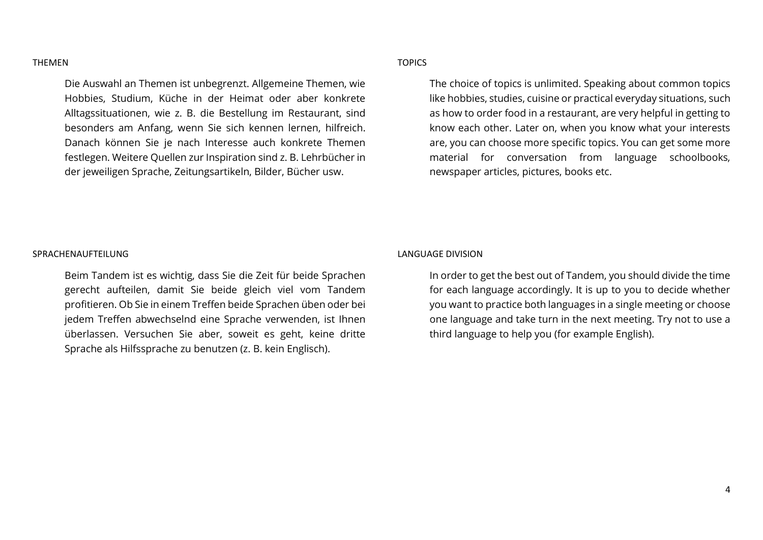## THEMEN

Die Auswahl an Themen ist unbegrenzt. Allgemeine Themen, wie Hobbies, Studium, Küche in der Heimat oder aber konkrete Alltagssituationen, wie z. B. die Bestellung im Restaurant, sind besonders am Anfang, wenn Sie sich kennen lernen, hilfreich. Danach können Sie je nach Interesse auch konkrete Themen festlegen. Weitere Quellen zur Inspiration sind z. B. Lehrbücher in der jeweiligen Sprache, Zeitungsartikeln, Bilder, Bücher usw.

## TOPICS

The choice of topics is unlimited. Speaking about common topics like hobbies, studies, cuisine or practical everyday situations, such as how to order food in a restaurant, are very helpful in getting to know each other. Later on, when you know what your interests are, you can choose more specific topics. You can get some more material for conversation from language schoolbooks, newspaper articles, pictures, books etc.

## SPRACHENAUFTEILUNG

Beim Tandem ist es wichtig, dass Sie die Zeit für beide Sprachen gerecht aufteilen, damit Sie beide gleich viel vom Tandem profitieren. Ob Sie in einem Treffen beide Sprachen üben oder bei jedem Treffen abwechselnd eine Sprache verwenden, ist Ihnen überlassen. Versuchen Sie aber, soweit es geht, keine dritte Sprache als Hilfssprache zu benutzen (z. B. kein Englisch).

## LANGUAGE DIVISION

In order to get the best out of Tandem, you should divide the time for each language accordingly. It is up to you to decide whether you want to practice both languages in a single meeting or choose one language and take turn in the next meeting. Try not to use a third language to help you (for example English).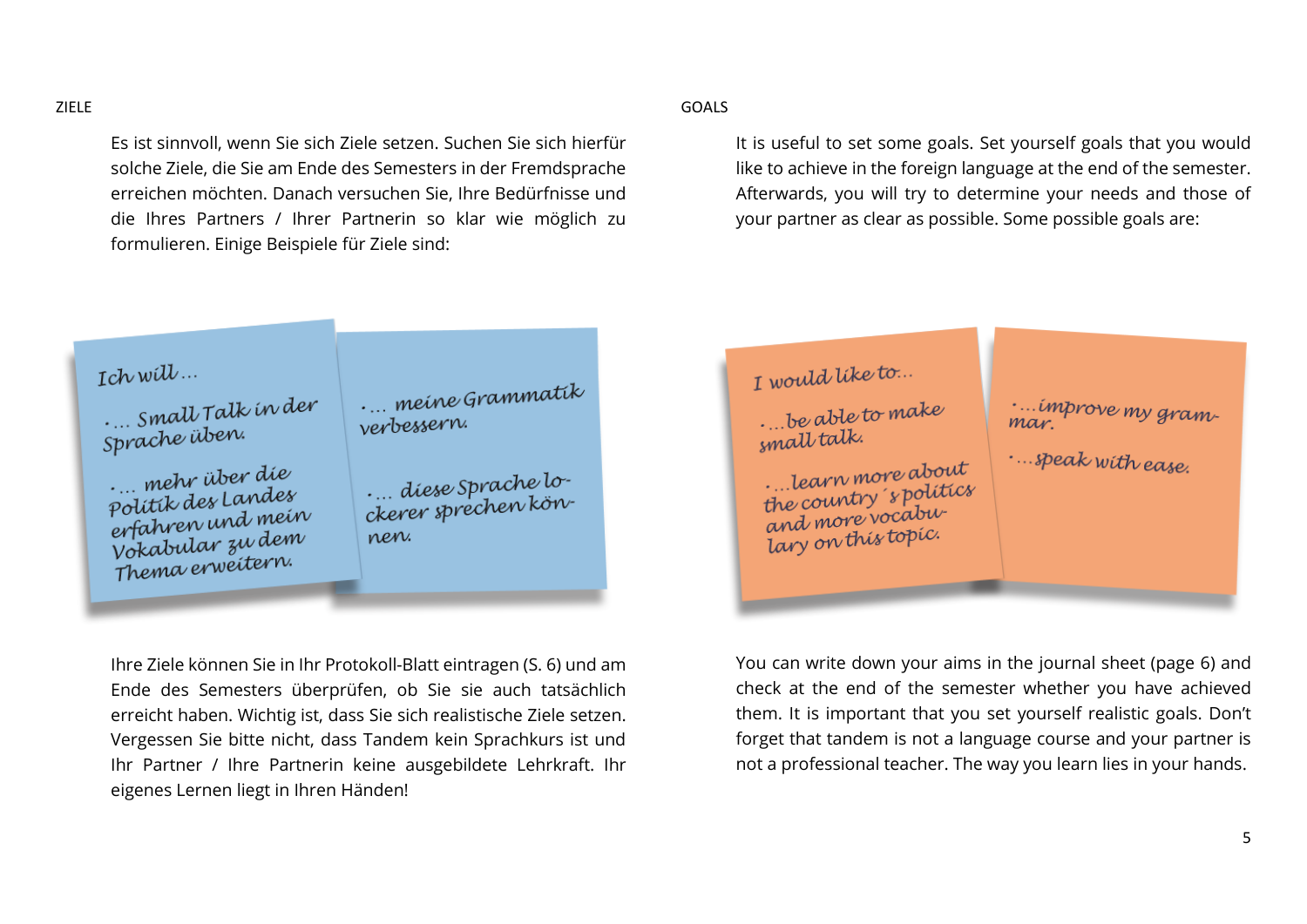## ZIELE

Es ist sinnvoll, wenn Sie sich Ziele setzen. Suchen Sie sich hierfür solche Ziele, die Sie am Ende des Semesters in der Fremdsprache erreichen möchten. Danach versuchen Sie, Ihre Bedürfnisse und die Ihres Partners / Ihrer Partnerin so klar wie möglich zu formulieren. Einige Beispiele für Ziele sind:

*Ich will …*

- *… Small Talk in der Sprache üben.*
- *… mehr über die Politik des Landes erfahren und mein Vokabular zu dem Thema erweitern.*
- *… meine Grammatik verbessern.*
- *… diese Sprache lockerer sprechen können.*

Ihre Ziele können Sie in Ihr Protokoll-Blatt eintragen (S. 6) und am Ende des Semesters überprüfen, ob Sie sie auch tatsächlich erreicht haben. Wichtig ist, dass Sie sich realistische Ziele setzen. Vergessen Sie bitte nicht, dass Tandem kein Sprachkurs ist und Ihr Partner / Ihre Partnerin keine ausgebildete Lehrkraft. Ihr eigenes Lernen liegt in Ihren Händen!

## GOALS

It is useful to set some goals. Set yourself goals that you would like to achieve in the foreign language at the end of the semester. Afterwards, you will try to determine your needs and those of your partner as clear as possible. Some possible goals are:

*I would like to…*

- *…be able to make small talk.*
- *…learn more about the country´s politics and more vocabulary on this topic.*
- *…improve my grammar.*
- *…speak with ease.*

You can write down your aims in the journal sheet (page 6) and check at the end of the semester whether you have achieved them. It is important that you set yourself realistic goals. Don't forget that tandem is not a language course and your partner is not a professional teacher. The way you learn lies in your hands.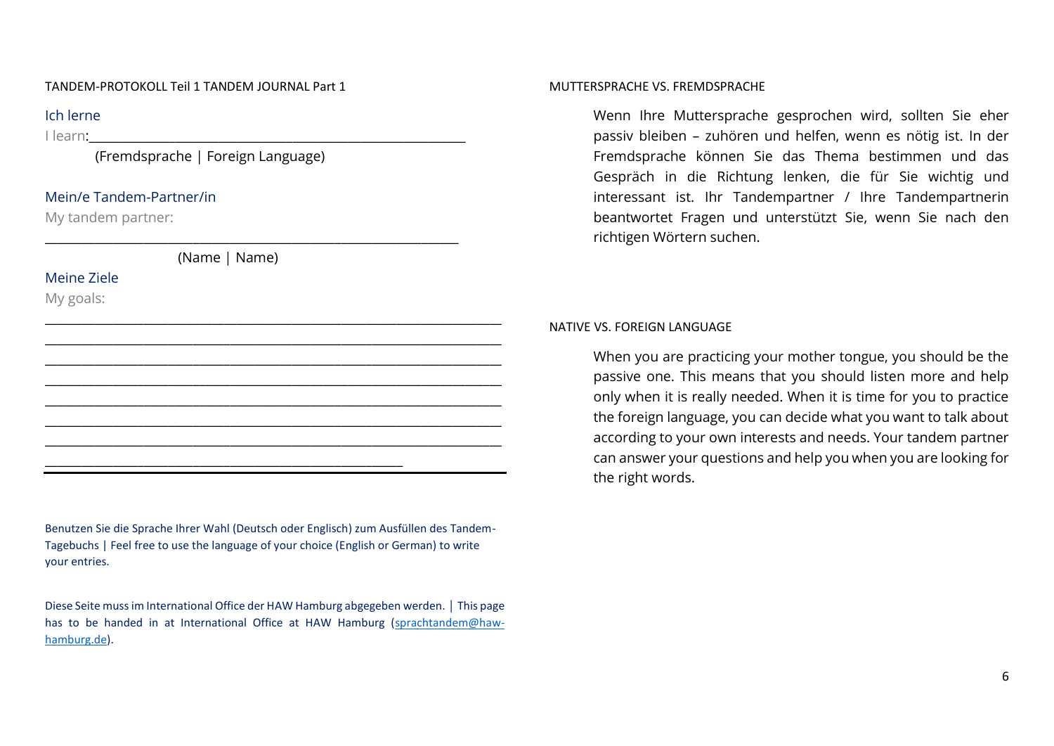TANDEM-PROTOKOLL Teil 1 TANDEM JOURNAL Part 1

Ich lerne

I learn:_______________________________________________________

(Fremdsprache | Foreign Language)

Mein/e Tandem-Partner/in

My tandem partner:

_______________________________________________________

(Name | Name)

Meine Ziele

My goals:

_____________________________________________________________

_____________________________________________________________

_____________________________________________________________

_____________________________________________________________

_____________________________________________________________

_____________________________________________________________

_____________________________________________________________

________________________________________________

Benutzen Sie die Sprache Ihrer Wahl (Deutsch oder Englisch) zum Ausfüllen des Tandem-Tagebuchs | Feel free to use the language of your choice (English or German) to write your entries.

Diese Seite muss im International Office der HAW Hamburg abgegeben werden. | This page has to be handed in at International Office at HAW Hamburg (sprachtandem@haw-hamburg.de).

MUTTERSPRACHE VS. FREMDSPRACHE

Wenn Ihre Muttersprache gesprochen wird, sollten Sie eher passiv bleiben – zuhören und helfen, wenn es nötig ist. In der Fremdsprache können Sie das Thema bestimmen und das Gespräch in die Richtung lenken, die für Sie wichtig und interessant ist. Ihr Tandempartner / Ihre Tandempartnerin beantwortet Fragen und unterstützt Sie, wenn Sie nach den richtigen Wörtern suchen.

NATIVE VS. FOREIGN LANGUAGE

When you are practicing your mother tongue, you should be the passive one. This means that you should listen more and help only when it is really needed. When it is time for you to practice the foreign language, you can decide what you want to talk about according to your own interests and needs. Your tandem partner can answer your questions and help you when you are looking for the right words.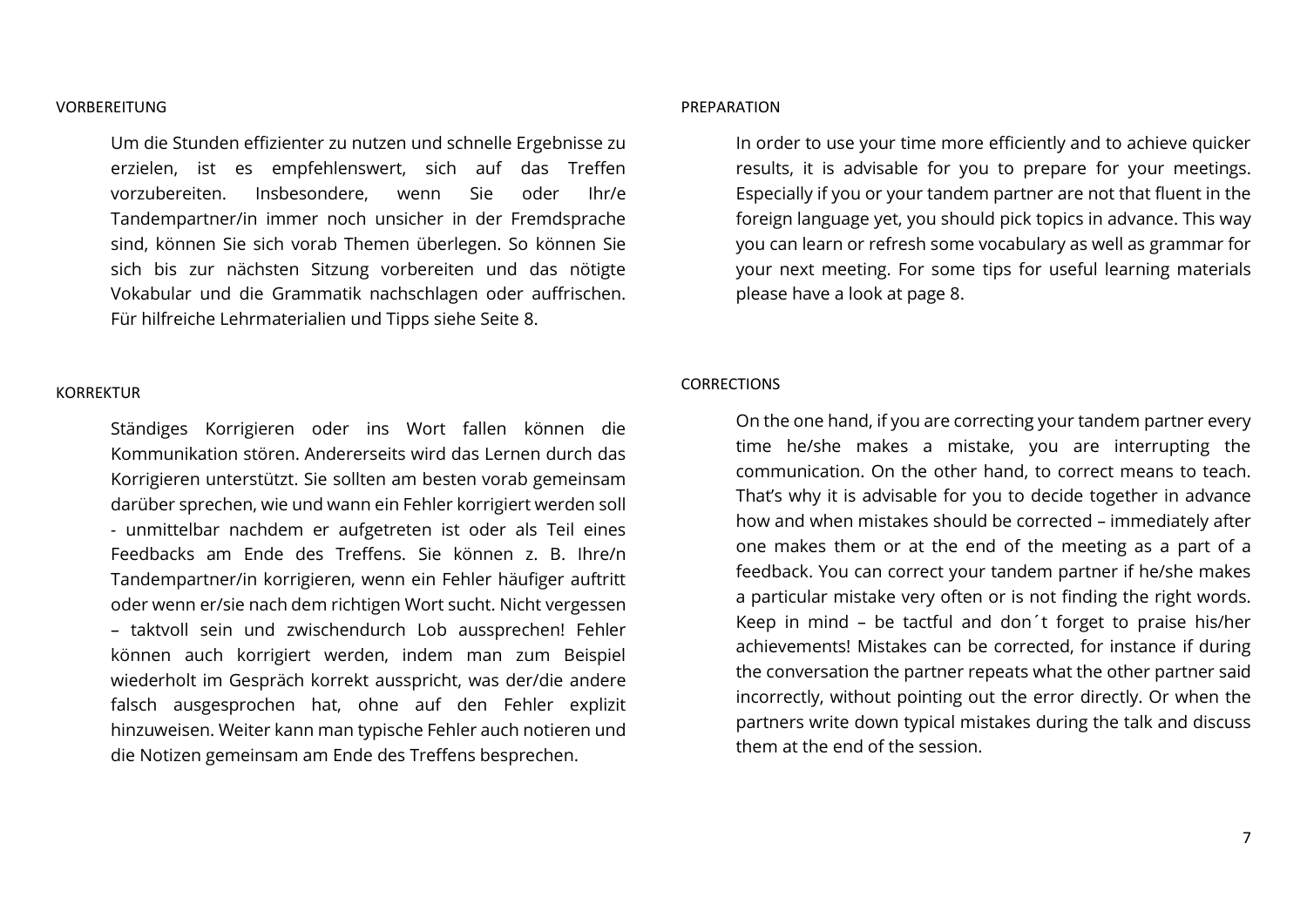## VORBEREITUNG

Um die Stunden effizienter zu nutzen und schnelle Ergebnisse zu erzielen, ist es empfehlenswert, sich auf das Treffen vorzubereiten. Insbesondere, wenn Sie oder Ihr/e Tandempartner/in immer noch unsicher in der Fremdsprache sind, können Sie sich vorab Themen überlegen. So können Sie sich bis zur nächsten Sitzung vorbereiten und das nötigte Vokabular und die Grammatik nachschlagen oder auffrischen. Für hilfreiche Lehrmaterialien und Tipps siehe Seite 8.

## KORREKTUR

Ständiges Korrigieren oder ins Wort fallen können die Kommunikation stören. Andererseits wird das Lernen durch das Korrigieren unterstützt. Sie sollten am besten vorab gemeinsam darüber sprechen, wie und wann ein Fehler korrigiert werden soll - unmittelbar nachdem er aufgetreten ist oder als Teil eines Feedbacks am Ende des Treffens. Sie können z. B. Ihre/n Tandempartner/in korrigieren, wenn ein Fehler häufiger auftritt oder wenn er/sie nach dem richtigen Wort sucht. Nicht vergessen – taktvoll sein und zwischendurch Lob aussprechen! Fehler können auch korrigiert werden, indem man zum Beispiel wiederholt im Gespräch korrekt ausspricht, was der/die andere falsch ausgesprochen hat, ohne auf den Fehler explizit hinzuweisen. Weiter kann man typische Fehler auch notieren und die Notizen gemeinsam am Ende des Treffens besprechen.

## PREPARATION

In order to use your time more efficiently and to achieve quicker results, it is advisable for you to prepare for your meetings. Especially if you or your tandem partner are not that fluent in the foreign language yet, you should pick topics in advance. This way you can learn or refresh some vocabulary as well as grammar for your next meeting. For some tips for useful learning materials please have a look at page 8.

## CORRECTIONS

On the one hand, if you are correcting your tandem partner every time he/she makes a mistake, you are interrupting the communication. On the other hand, to correct means to teach. That's why it is advisable for you to decide together in advance how and when mistakes should be corrected – immediately after one makes them or at the end of the meeting as a part of a feedback. You can correct your tandem partner if he/she makes a particular mistake very often or is not finding the right words. Keep in mind – be tactful and don´t forget to praise his/her achievements! Mistakes can be corrected, for instance if during the conversation the partner repeats what the other partner said incorrectly, without pointing out the error directly. Or when the partners write down typical mistakes during the talk and discuss them at the end of the session.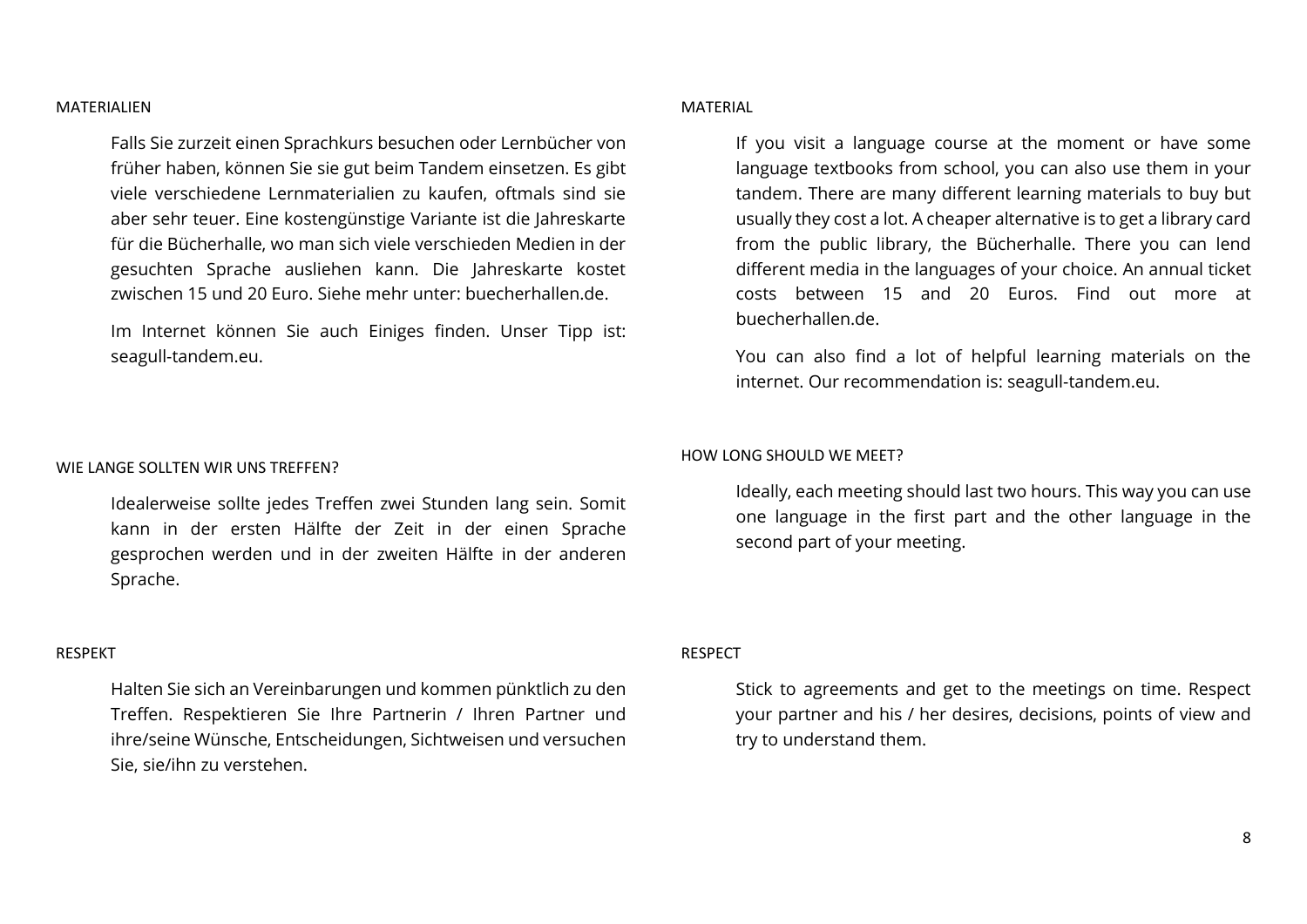## MATERIALIEN

Falls Sie zurzeit einen Sprachkurs besuchen oder Lernbücher von früher haben, können Sie sie gut beim Tandem einsetzen. Es gibt viele verschiedene Lernmaterialien zu kaufen, oftmals sind sie aber sehr teuer. Eine kostengünstige Variante ist die Jahreskarte für die Bücherhalle, wo man sich viele verschieden Medien in der gesuchten Sprache ausliehen kann. Die Jahreskarte kostet zwischen 15 und 20 Euro. Siehe mehr unter: buecherhallen.de.

Im Internet können Sie auch Einiges finden. Unser Tipp ist: seagull-tandem.eu.

## WIE LANGE SOLLTEN WIR UNS TREFFEN?

Idealerweise sollte jedes Treffen zwei Stunden lang sein. Somit kann in der ersten Hälfte der Zeit in der einen Sprache gesprochen werden und in der zweiten Hälfte in der anderen Sprache.

## RESPEKT

Halten Sie sich an Vereinbarungen und kommen pünktlich zu den Treffen. Respektieren Sie Ihre Partnerin / Ihren Partner und ihre/seine Wünsche, Entscheidungen, Sichtweisen und versuchen Sie, sie/ihn zu verstehen.

## MATERIAL

If you visit a language course at the moment or have some language textbooks from school, you can also use them in your tandem. There are many different learning materials to buy but usually they cost a lot. A cheaper alternative is to get a library card from the public library, the Bücherhalle. There you can lend different media in the languages of your choice. An annual ticket costs between 15 and 20 Euros. Find out more at buecherhallen.de.

You can also find a lot of helpful learning materials on the internet. Our recommendation is: seagull-tandem.eu.

## HOW LONG SHOULD WE MEET?

Ideally, each meeting should last two hours. This way you can use one language in the first part and the other language in the second part of your meeting.

## RESPECT

Stick to agreements and get to the meetings on time. Respect your partner and his / her desires, decisions, points of view and try to understand them.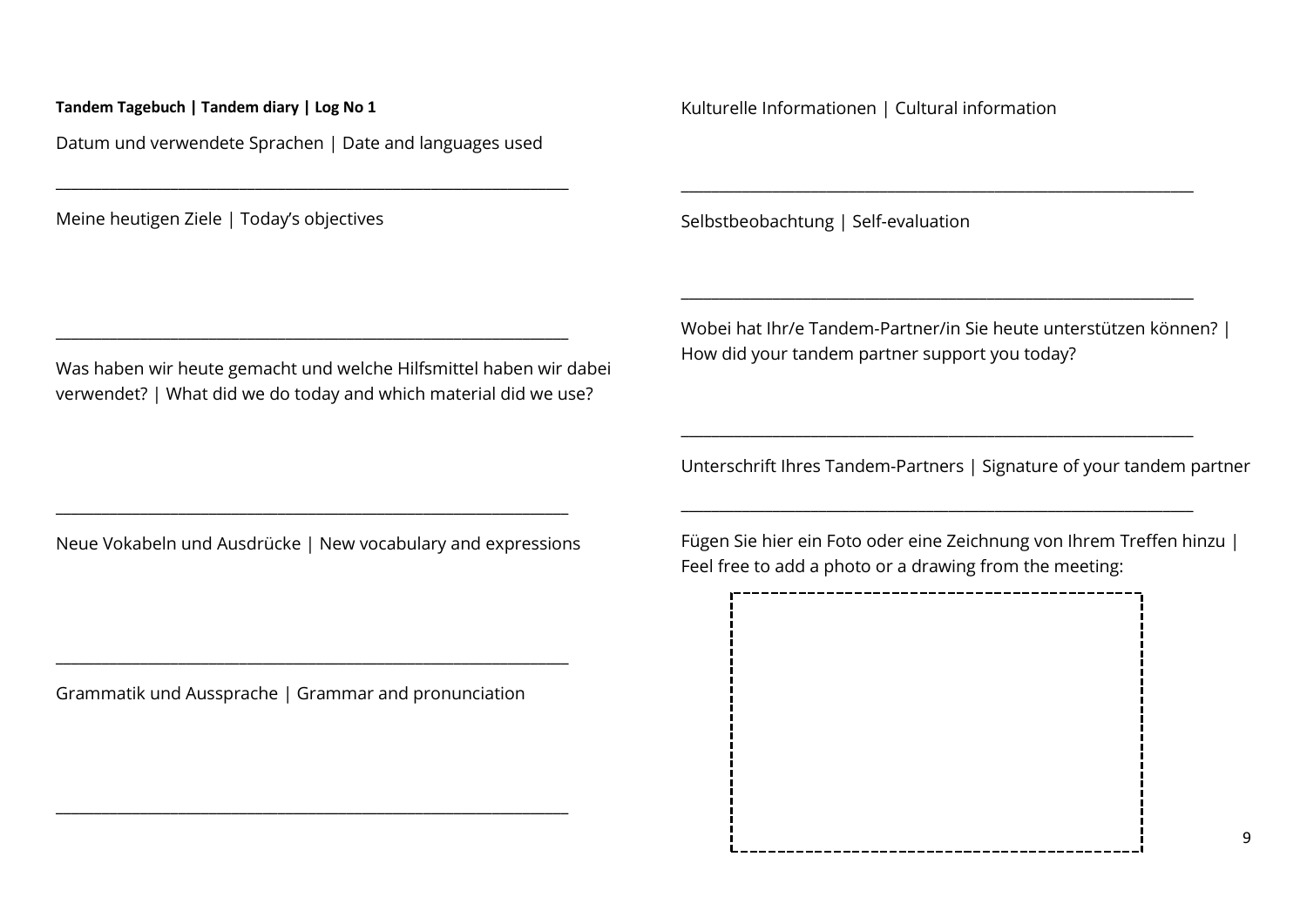**Tandem Tagebuch | Tandem diary | Log No 1**

Datum und verwendete Sprachen | Date and languages used

______________________________________________________________

Meine heutigen Ziele | Today's objectives

______________________________________________________________

Was haben wir heute gemacht und welche Hilfsmittel haben wir dabei verwendet? | What did we do today and which material did we use?

______________________________________________________________

Neue Vokabeln und Ausdrücke | New vocabulary and expressions

______________________________________________________________

Grammatik und Aussprache | Grammar and pronunciation

______________________________________________________________

Kulturelle Informationen | Cultural information

______________________________________________________________

Selbstbeobachtung | Self-evaluation

______________________________________________________________

Wobei hat Ihr/e Tandem-Partner/in Sie heute unterstützen können? | How did your tandem partner support you today?

______________________________________________________________

Unterschrift Ihres Tandem-Partners | Signature of your tandem partner

______________________________________________________________

Fügen Sie hier ein Foto oder eine Zeichnung von Ihrem Treffen hinzu | Feel free to add a photo or a drawing from the meeting: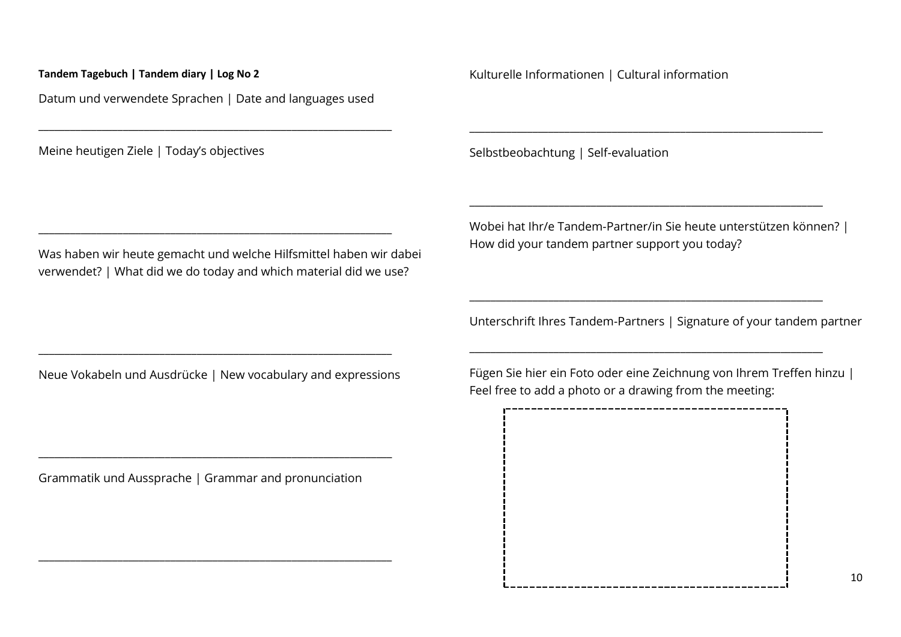**Tandem Tagebuch | Tandem diary | Log No 2**

Datum und verwendete Sprachen | Date and languages used

______________________________________________________________

Meine heutigen Ziele | Today's objectives

______________________________________________________________

Was haben wir heute gemacht und welche Hilfsmittel haben wir dabei verwendet? | What did we do today and which material did we use?

______________________________________________________________

Neue Vokabeln und Ausdrücke | New vocabulary and expressions

______________________________________________________________

Grammatik und Aussprache | Grammar and pronunciation

______________________________________________________________

Kulturelle Informationen | Cultural information

______________________________________________________________

Selbstbeobachtung | Self-evaluation

______________________________________________________________

Wobei hat Ihr/e Tandem-Partner/in Sie heute unterstützen können? | How did your tandem partner support you today?

______________________________________________________________

Unterschrift Ihres Tandem-Partners | Signature of your tandem partner

______________________________________________________________

Fügen Sie hier ein Foto oder eine Zeichnung von Ihrem Treffen hinzu | Feel free to add a photo or a drawing from the meeting: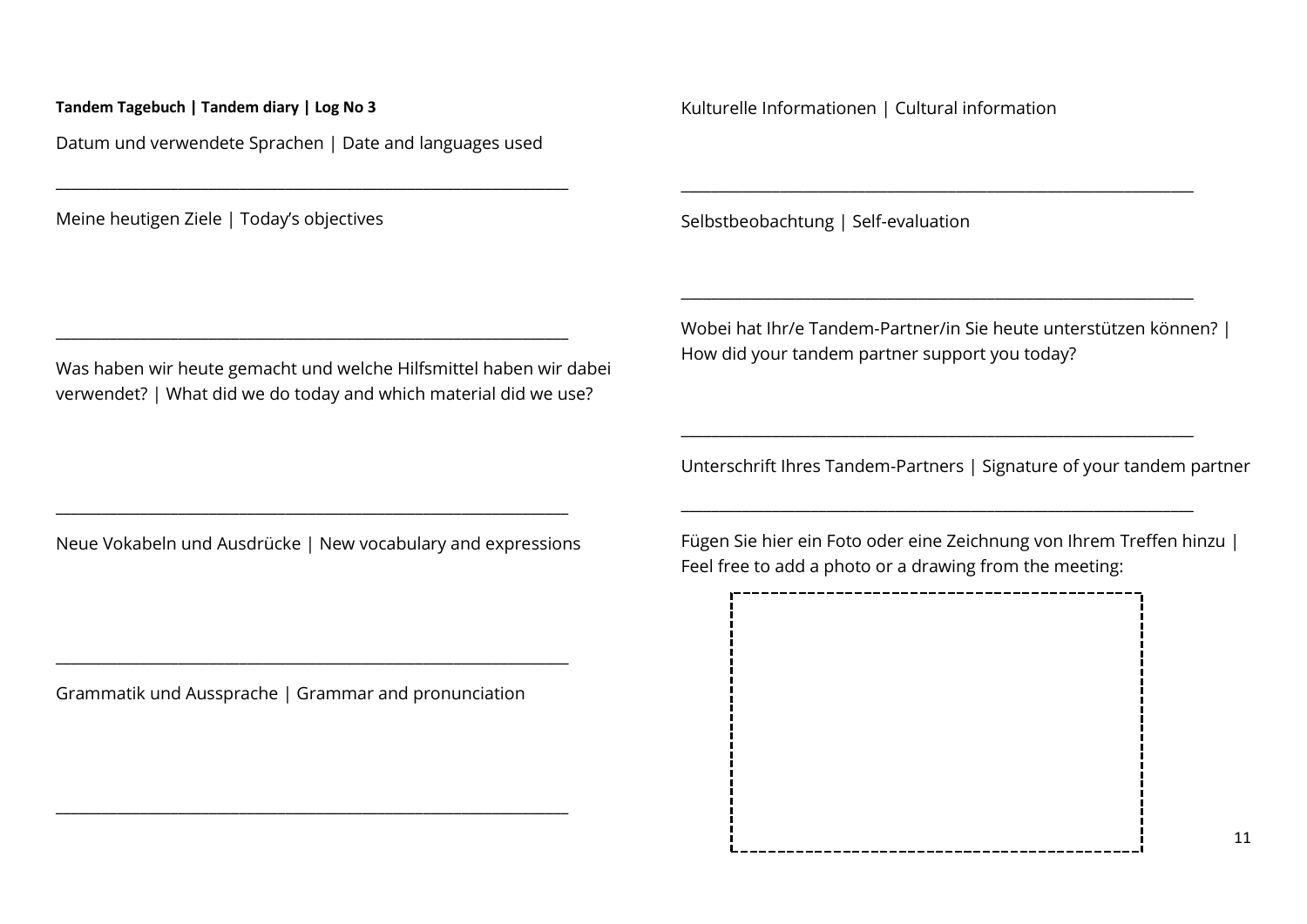**Tandem Tagebuch | Tandem diary | Log No 3**

Datum und verwendete Sprachen | Date and languages used

_______________________________________________________________

Meine heutigen Ziele | Today's objectives

_______________________________________________________________

Was haben wir heute gemacht und welche Hilfsmittel haben wir dabei verwendet? | What did we do today and which material did we use?

_______________________________________________________________

Neue Vokabeln und Ausdrücke | New vocabulary and expressions

_______________________________________________________________

Grammatik und Aussprache | Grammar and pronunciation

_______________________________________________________________

Kulturelle Informationen | Cultural information

_______________________________________________________________

Selbstbeobachtung | Self-evaluation

_______________________________________________________________

Wobei hat Ihr/e Tandem-Partner/in Sie heute unterstützen können? | How did your tandem partner support you today?

_______________________________________________________________

Unterschrift Ihres Tandem-Partners | Signature of your tandem partner

_______________________________________________________________

Fügen Sie hier ein Foto oder eine Zeichnung von Ihrem Treffen hinzu | Feel free to add a photo or a drawing from the meeting: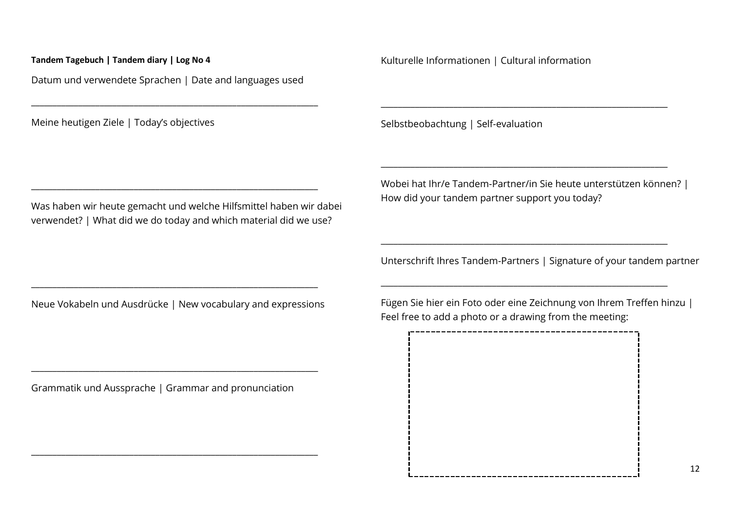**Tandem Tagebuch | Tandem diary | Log No 4**

Datum und verwendete Sprachen | Date and languages used

______________________________________________________________

Meine heutigen Ziele | Today's objectives

______________________________________________________________

Was haben wir heute gemacht und welche Hilfsmittel haben wir dabei verwendet? | What did we do today and which material did we use?

______________________________________________________________

Neue Vokabeln und Ausdrücke | New vocabulary and expressions

______________________________________________________________

Grammatik und Aussprache | Grammar and pronunciation

______________________________________________________________

Kulturelle Informationen | Cultural information

______________________________________________________________

Selbstbeobachtung | Self-evaluation

______________________________________________________________

Wobei hat Ihr/e Tandem-Partner/in Sie heute unterstützen können? | How did your tandem partner support you today?

______________________________________________________________

Unterschrift Ihres Tandem-Partners | Signature of your tandem partner

______________________________________________________________

Fügen Sie hier ein Foto oder eine Zeichnung von Ihrem Treffen hinzu | Feel free to add a photo or a drawing from the meeting: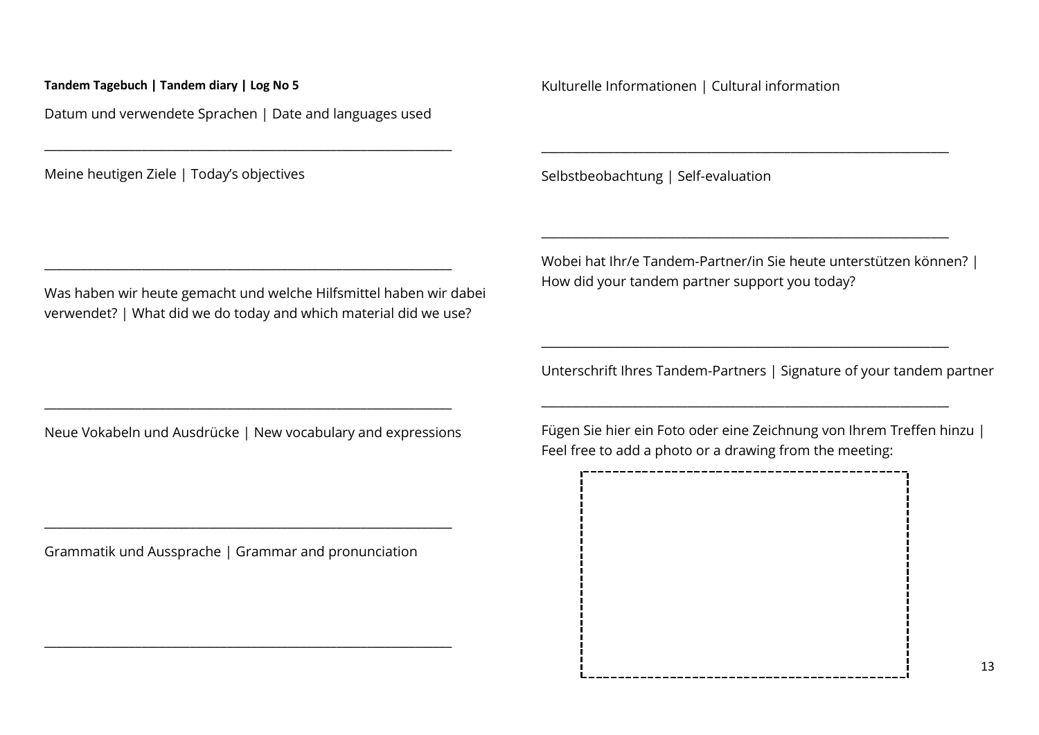**Tandem Tagebuch | Tandem diary | Log No 5**

Datum und verwendete Sprachen | Date and languages used

_______________________________________________________________

Meine heutigen Ziele | Today's objectives

_______________________________________________________________

Was haben wir heute gemacht und welche Hilfsmittel haben wir dabei verwendet? | What did we do today and which material did we use?

_______________________________________________________________

Neue Vokabeln und Ausdrücke | New vocabulary and expressions

_______________________________________________________________

Grammatik und Aussprache | Grammar and pronunciation

_______________________________________________________________

Kulturelle Informationen | Cultural information

_______________________________________________________________

Selbstbeobachtung | Self-evaluation

_______________________________________________________________

Wobei hat Ihr/e Tandem-Partner/in Sie heute unterstützen können? | How did your tandem partner support you today?

_______________________________________________________________

Unterschrift Ihres Tandem-Partners | Signature of your tandem partner

_______________________________________________________________

Fügen Sie hier ein Foto oder eine Zeichnung von Ihrem Treffen hinzu | Feel free to add a photo or a drawing from the meeting: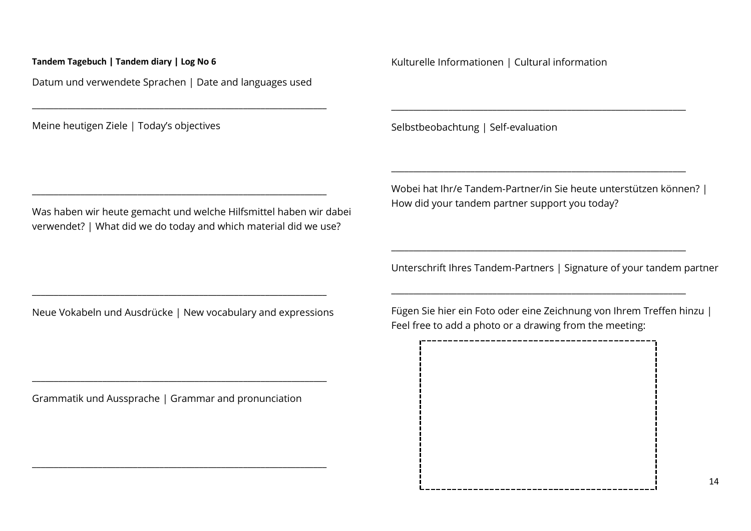**Tandem Tagebuch | Tandem diary | Log No 6**

Datum und verwendete Sprachen | Date and languages used

_______________________________________________________________

Meine heutigen Ziele | Today’s objectives

_______________________________________________________________

Was haben wir heute gemacht und welche Hilfsmittel haben wir dabei verwendet? | What did we do today and which material did we use?

_______________________________________________________________

Neue Vokabeln und Ausdrücke | New vocabulary and expressions

_______________________________________________________________

Grammatik und Aussprache | Grammar and pronunciation

_______________________________________________________________

Kulturelle Informationen | Cultural information

_______________________________________________________________

Selbstbeobachtung | Self-evaluation

_______________________________________________________________

Wobei hat Ihr/e Tandem-Partner/in Sie heute unterstützen können? | How did your tandem partner support you today?

_______________________________________________________________

Unterschrift Ihres Tandem-Partners | Signature of your tandem partner

_______________________________________________________________

Fügen Sie hier ein Foto oder eine Zeichnung von Ihrem Treffen hinzu | Feel free to add a photo or a drawing from the meeting: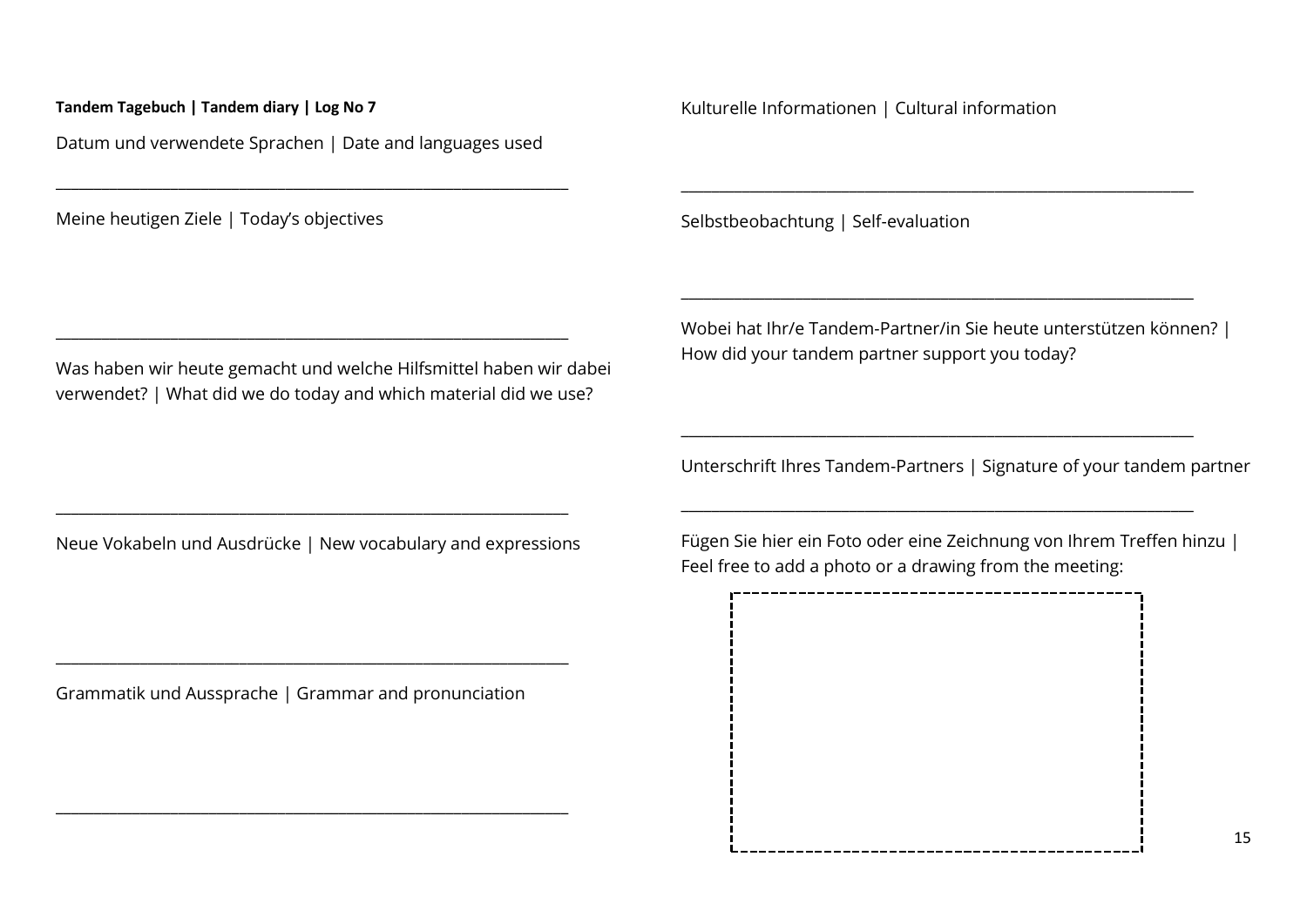**Tandem Tagebuch | Tandem diary | Log No 7**

Datum und verwendete Sprachen | Date and languages used

______________________________________________________________

Meine heutigen Ziele | Today's objectives

______________________________________________________________

Was haben wir heute gemacht und welche Hilfsmittel haben wir dabei verwendet? | What did we do today and which material did we use?

______________________________________________________________

Neue Vokabeln und Ausdrücke | New vocabulary and expressions

______________________________________________________________

Grammatik und Aussprache | Grammar and pronunciation

______________________________________________________________

Kulturelle Informationen | Cultural information

______________________________________________________________

Selbstbeobachtung | Self-evaluation

______________________________________________________________

Wobei hat Ihr/e Tandem-Partner/in Sie heute unterstützen können? | How did your tandem partner support you today?

______________________________________________________________

Unterschrift Ihres Tandem-Partners | Signature of your tandem partner

______________________________________________________________

Fügen Sie hier ein Foto oder eine Zeichnung von Ihrem Treffen hinzu | Feel free to add a photo or a drawing from the meeting: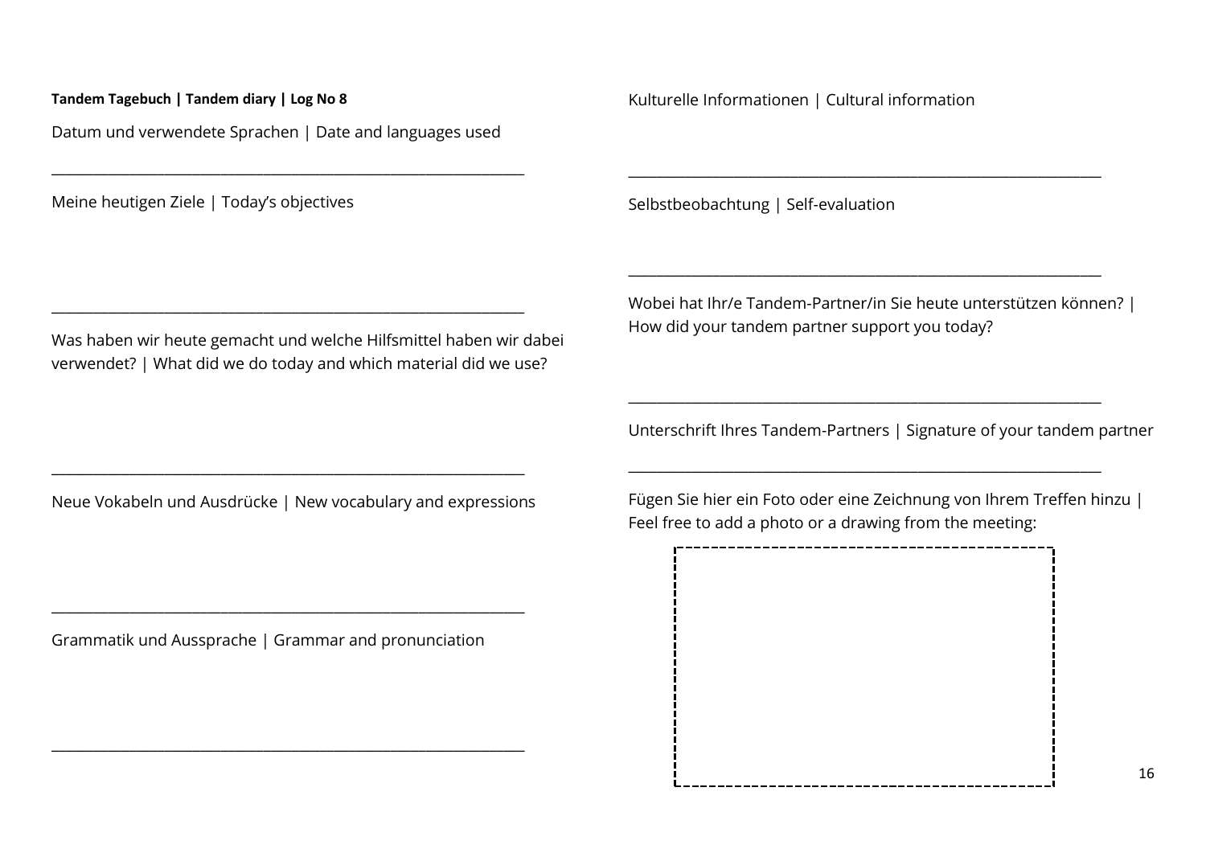**Tandem Tagebuch | Tandem diary | Log No 8**

Datum und verwendete Sprachen | Date and languages used

_______________________________________________________________

Meine heutigen Ziele | Today's objectives

_______________________________________________________________

Was haben wir heute gemacht und welche Hilfsmittel haben wir dabei verwendet? | What did we do today and which material did we use?

_______________________________________________________________

Neue Vokabeln und Ausdrücke | New vocabulary and expressions

_______________________________________________________________

Grammatik und Aussprache | Grammar and pronunciation

_______________________________________________________________

Kulturelle Informationen | Cultural information

_______________________________________________________________

Selbstbeobachtung | Self-evaluation

_______________________________________________________________

Wobei hat Ihr/e Tandem-Partner/in Sie heute unterstützen können? | How did your tandem partner support you today?

_______________________________________________________________

Unterschrift Ihres Tandem-Partners | Signature of your tandem partner

_______________________________________________________________

Fügen Sie hier ein Foto oder eine Zeichnung von Ihrem Treffen hinzu | Feel free to add a photo or a drawing from the meeting: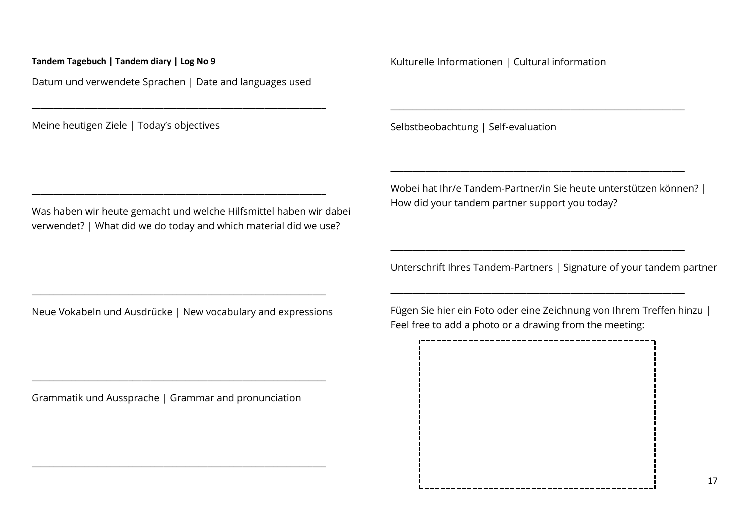**Tandem Tagebuch | Tandem diary | Log No 9**

Datum und verwendete Sprachen | Date and languages used

___

Meine heutigen Ziele | Today's objectives

___

Was haben wir heute gemacht und welche Hilfsmittel haben wir dabei verwendet? | What did we do today and which material did we use?

___

Neue Vokabeln und Ausdrücke | New vocabulary and expressions

___

Grammatik und Aussprache | Grammar and pronunciation

___

Kulturelle Informationen | Cultural information

___

Selbstbeobachtung | Self-evaluation

___

Wobei hat Ihr/e Tandem-Partner/in Sie heute unterstützen können? | How did your tandem partner support you today?

___

Unterschrift Ihres Tandem-Partners | Signature of your tandem partner

___

Fügen Sie hier ein Foto oder eine Zeichnung von Ihrem Treffen hinzu | Feel free to add a photo or a drawing from the meeting: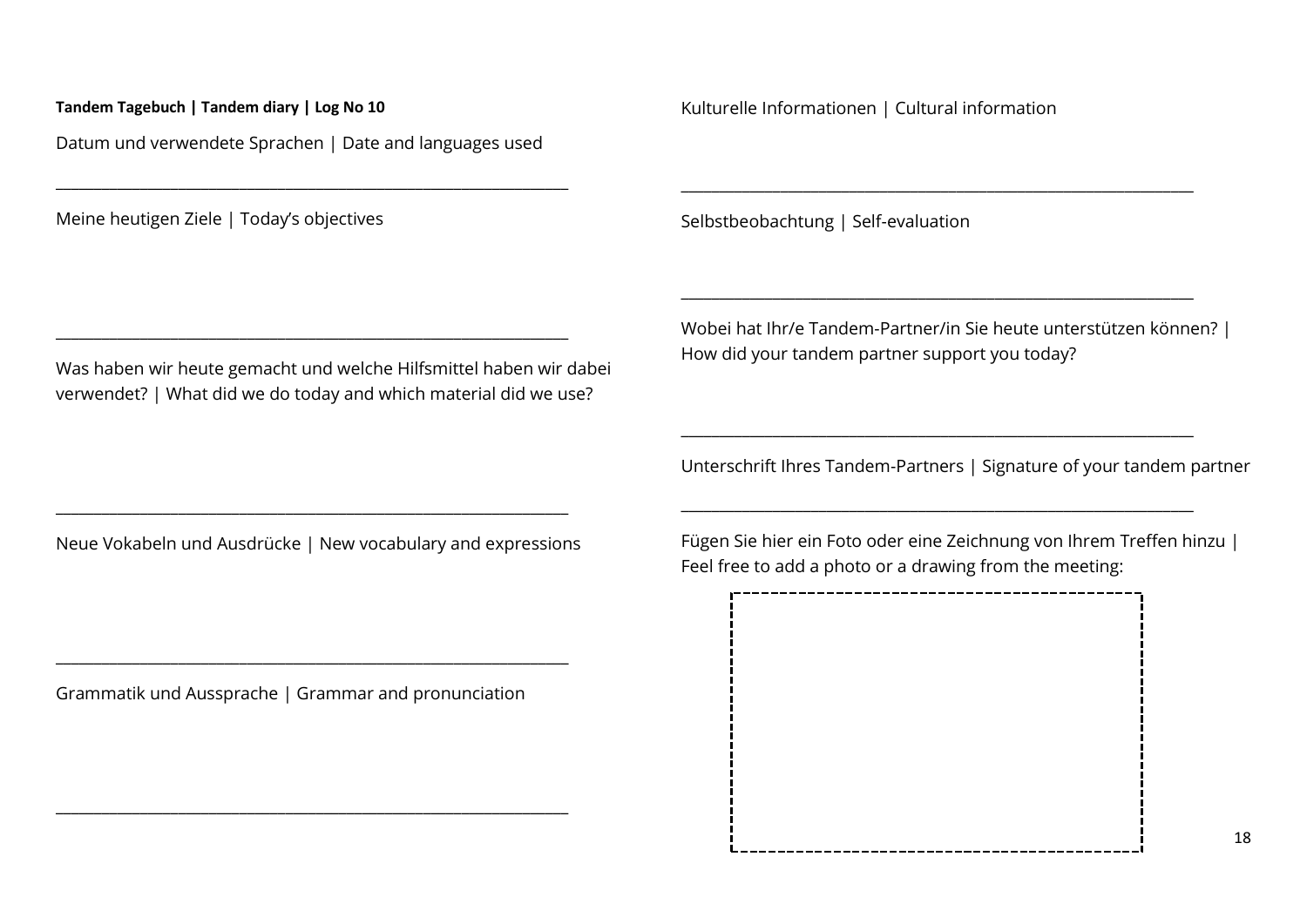**Tandem Tagebuch | Tandem diary | Log No 10**

Datum und verwendete Sprachen | Date and languages used

______________________________________________________________

Meine heutigen Ziele | Today's objectives

______________________________________________________________

Was haben wir heute gemacht und welche Hilfsmittel haben wir dabei verwendet? | What did we do today and which material did we use?

______________________________________________________________

Neue Vokabeln und Ausdrücke | New vocabulary and expressions

______________________________________________________________

Grammatik und Aussprache | Grammar and pronunciation

______________________________________________________________

Kulturelle Informationen | Cultural information

______________________________________________________________

Selbstbeobachtung | Self-evaluation

______________________________________________________________

Wobei hat Ihr/e Tandem-Partner/in Sie heute unterstützen können? | How did your tandem partner support you today?

______________________________________________________________

Unterschrift Ihres Tandem-Partners | Signature of your tandem partner

______________________________________________________________

Fügen Sie hier ein Foto oder eine Zeichnung von Ihrem Treffen hinzu | Feel free to add a photo or a drawing from the meeting: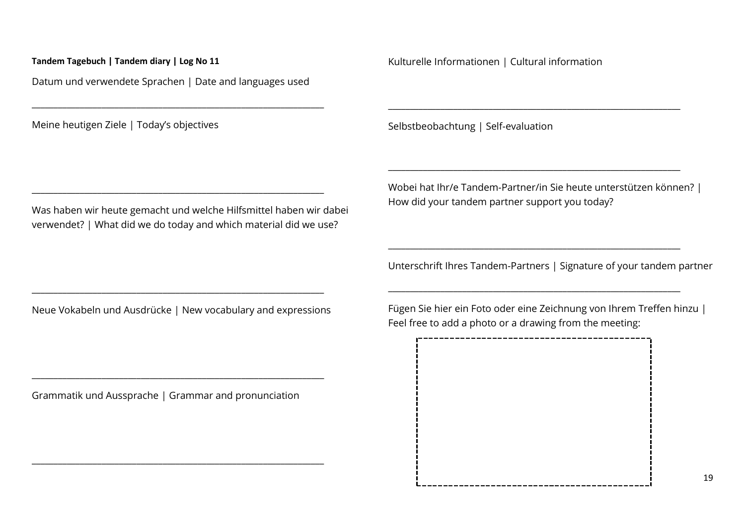**Tandem Tagebuch | Tandem diary | Log No 11**

Datum und verwendete Sprachen | Date and languages used

______________________________________________________________

Meine heutigen Ziele | Today's objectives

______________________________________________________________

Was haben wir heute gemacht und welche Hilfsmittel haben wir dabei verwendet? | What did we do today and which material did we use?

______________________________________________________________

Neue Vokabeln und Ausdrücke | New vocabulary and expressions

______________________________________________________________

Grammatik und Aussprache | Grammar and pronunciation

______________________________________________________________

Kulturelle Informationen | Cultural information

______________________________________________________________

Selbstbeobachtung | Self-evaluation

______________________________________________________________

Wobei hat Ihr/e Tandem-Partner/in Sie heute unterstützen können? | How did your tandem partner support you today?

______________________________________________________________

Unterschrift Ihres Tandem-Partners | Signature of your tandem partner

______________________________________________________________

Fügen Sie hier ein Foto oder eine Zeichnung von Ihrem Treffen hinzu | Feel free to add a photo or a drawing from the meeting: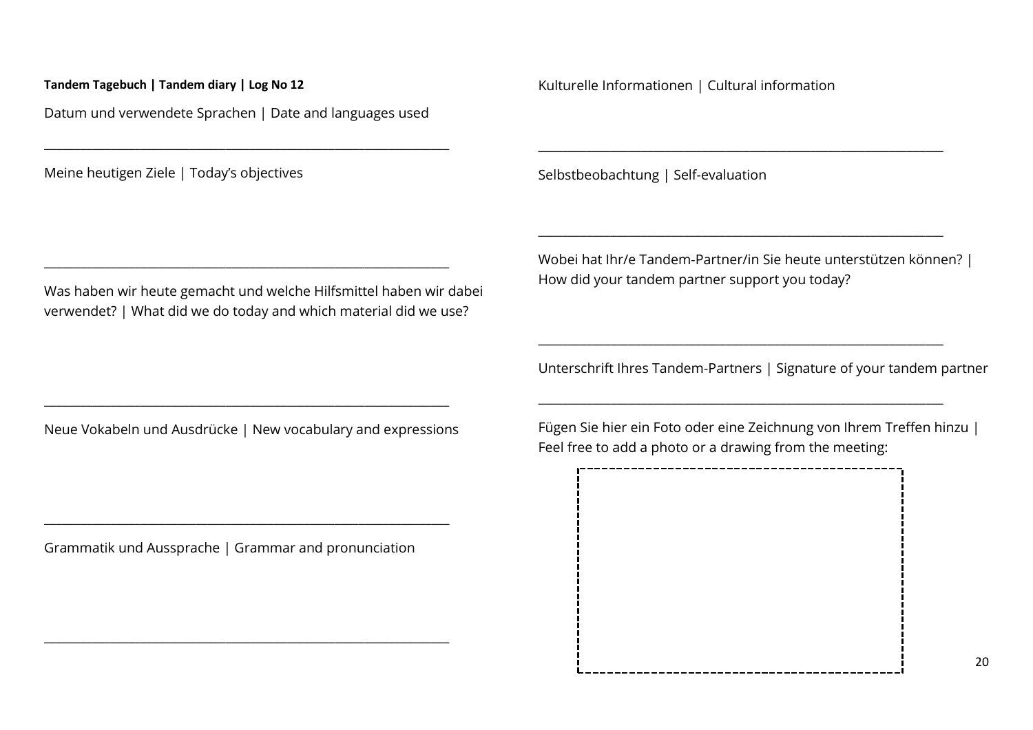**Tandem Tagebuch | Tandem diary | Log No 12**

Datum und verwendete Sprachen | Date and languages used

_______________________________________________________________

Meine heutigen Ziele | Today's objectives

_______________________________________________________________

Was haben wir heute gemacht und welche Hilfsmittel haben wir dabei verwendet? | What did we do today and which material did we use?

_______________________________________________________________

Neue Vokabeln und Ausdrücke | New vocabulary and expressions

_______________________________________________________________

Grammatik und Aussprache | Grammar and pronunciation

_______________________________________________________________

Kulturelle Informationen | Cultural information

_______________________________________________________________

Selbstbeobachtung | Self-evaluation

_______________________________________________________________

Wobei hat Ihr/e Tandem-Partner/in Sie heute unterstützen können? | How did your tandem partner support you today?

_______________________________________________________________

Unterschrift Ihres Tandem-Partners | Signature of your tandem partner

_______________________________________________________________

Fügen Sie hier ein Foto oder eine Zeichnung von Ihrem Treffen hinzu | Feel free to add a photo or a drawing from the meeting: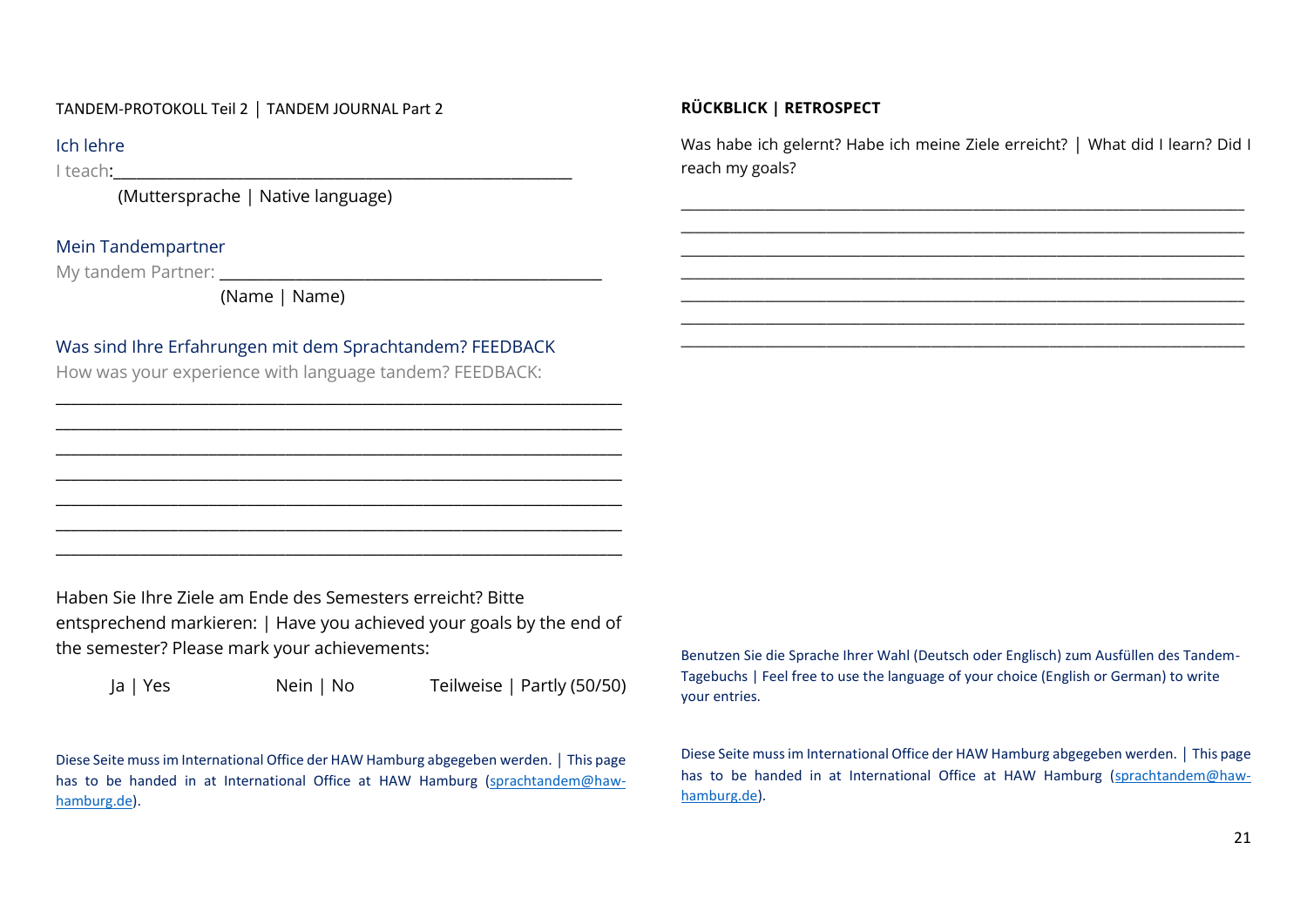TANDEM-PROTOKOLL Teil 2 | TANDEM JOURNAL Part 2

Ich lehre

I teach:_______________________________________________________

(Muttersprache | Native language)

Mein Tandempartner

My tandem Partner: _______________________________________________

(Name | Name)

Was sind Ihre Erfahrungen mit dem Sprachtandem? FEEDBACK

How was your experience with language tandem? FEEDBACK:

_____________________________________________________________________

_____________________________________________________________________

_____________________________________________________________________

_____________________________________________________________________

_____________________________________________________________________

_____________________________________________________________________

_____________________________________________________________________

Haben Sie Ihre Ziele am Ende des Semesters erreicht? Bitte entsprechend markieren: | Have you achieved your goals by the end of the semester? Please mark your achievements:

Ja | Yes          Nein | No          Teilweise | Partly (50/50)

Diese Seite muss im International Office der HAW Hamburg abgegeben werden. | This page has to be handed in at International Office at HAW Hamburg (sprachtandem@haw-hamburg.de).

**RÜCKBLICK | RETROSPECT**

Was habe ich gelernt? Habe ich meine Ziele erreicht? | What did I learn? Did I reach my goals?

_____________________________________________________________________

_____________________________________________________________________

_____________________________________________________________________

_____________________________________________________________________

_____________________________________________________________________

_____________________________________________________________________

_____________________________________________________________________

Benutzen Sie die Sprache Ihrer Wahl (Deutsch oder Englisch) zum Ausfüllen des Tandem-Tagebuchs | Feel free to use the language of your choice (English or German) to write your entries.

Diese Seite muss im International Office der HAW Hamburg abgegeben werden. | This page has to be handed in at International Office at HAW Hamburg (sprachtandem@haw-hamburg.de).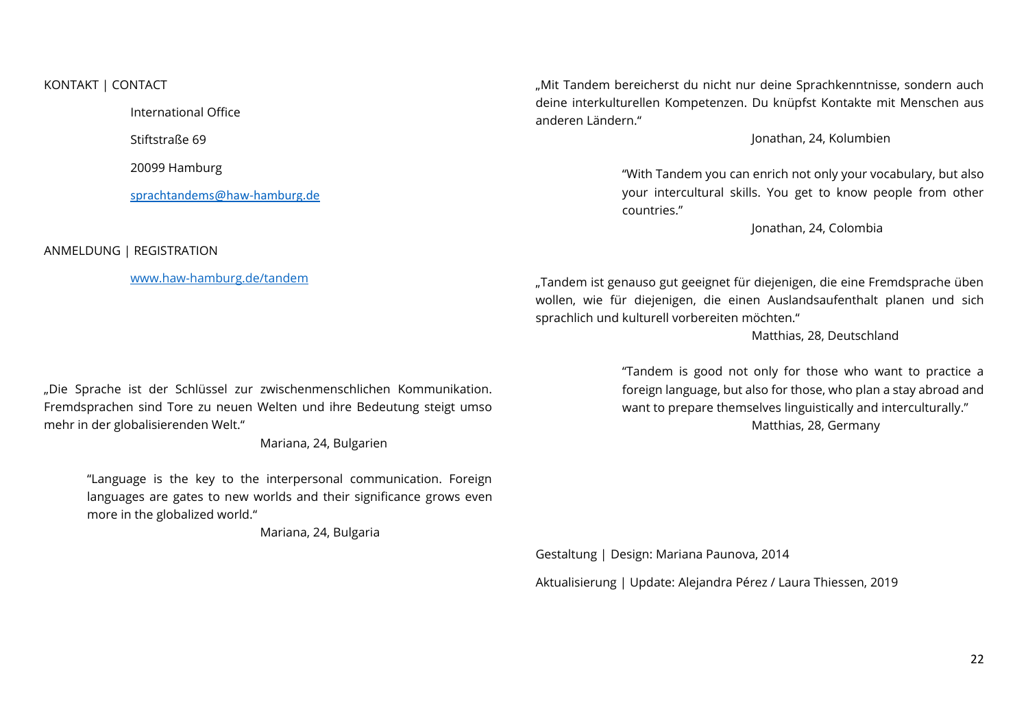KONTAKT | CONTACT

International Office

Stiftstraße 69

20099 Hamburg

sprachtandems@haw-hamburg.de

ANMELDUNG | REGISTRATION

www.haw-hamburg.de/tandem

„Die Sprache ist der Schlüssel zur zwischenmenschlichen Kommunikation. Fremdsprachen sind Tore zu neuen Welten und ihre Bedeutung steigt umso mehr in der globalisierenden Welt.“

Mariana, 24, Bulgarien

“Language is the key to the interpersonal communication. Foreign languages are gates to new worlds and their significance grows even more in the globalized world.“

Mariana, 24, Bulgaria

„Mit Tandem bereicherst du nicht nur deine Sprachkenntnisse, sondern auch deine interkulturellen Kompetenzen. Du knüpfst Kontakte mit Menschen aus anderen Ländern.“

Jonathan, 24, Kolumbien

“With Tandem you can enrich not only your vocabulary, but also your intercultural skills. You get to know people from other countries.”

Jonathan, 24, Colombia

„Tandem ist genauso gut geeignet für diejenigen, die eine Fremdsprache üben wollen, wie für diejenigen, die einen Auslandsaufenthalt planen und sich sprachlich und kulturell vorbereiten möchten.“

Matthias, 28, Deutschland

“Tandem is good not only for those who want to practice a foreign language, but also for those, who plan a stay abroad and want to prepare themselves linguistically and interculturally.”

Matthias, 28, Germany

Gestaltung | Design: Mariana Paunova, 2014

Aktualisierung | Update: Alejandra Pérez / Laura Thiessen, 2019